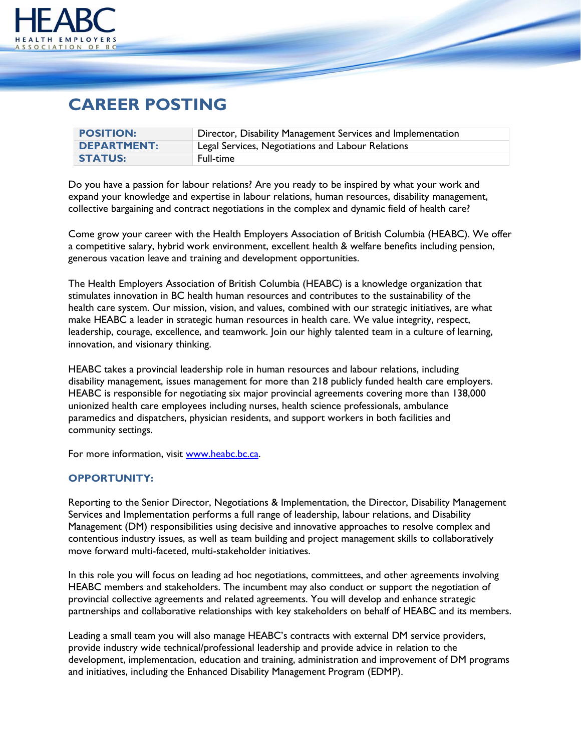HEABC
HEALTH EMPLOYERS ASSOCIATION OF BC

# CAREER POSTING

| | |
|---|---|
| **POSITION:** | Director, Disability Management Services and Implementation |
| **DEPARTMENT:** | Legal Services, Negotiations and Labour Relations |
| **STATUS:** | Full-time |

Do you have a passion for labour relations? Are you ready to be inspired by what your work and expand your knowledge and expertise in labour relations, human resources, disability management, collective bargaining and contract negotiations in the complex and dynamic field of health care?

Come grow your career with the Health Employers Association of British Columbia (HEABC). We offer a competitive salary, hybrid work environment, excellent health & welfare benefits including pension, generous vacation leave and training and development opportunities.

The Health Employers Association of British Columbia (HEABC) is a knowledge organization that stimulates innovation in BC health human resources and contributes to the sustainability of the health care system. Our mission, vision, and values, combined with our strategic initiatives, are what make HEABC a leader in strategic human resources in health care. We value integrity, respect, leadership, courage, excellence, and teamwork. Join our highly talented team in a culture of learning, innovation, and visionary thinking.

HEABC takes a provincial leadership role in human resources and labour relations, including disability management, issues management for more than 218 publicly funded health care employers. HEABC is responsible for negotiating six major provincial agreements covering more than 138,000 unionized health care employees including nurses, health science professionals, ambulance paramedics and dispatchers, physician residents, and support workers in both facilities and community settings.

For more information, visit [www.heabc.bc.ca](www.heabc.bc.ca).

## OPPORTUNITY:

Reporting to the Senior Director, Negotiations & Implementation, the Director, Disability Management Services and Implementation performs a full range of leadership, labour relations, and Disability Management (DM) responsibilities using decisive and innovative approaches to resolve complex and contentious industry issues, as well as team building and project management skills to collaboratively move forward multi-faceted, multi-stakeholder initiatives.

In this role you will focus on leading ad hoc negotiations, committees, and other agreements involving HEABC members and stakeholders. The incumbent may also conduct or support the negotiation of provincial collective agreements and related agreements. You will develop and enhance strategic partnerships and collaborative relationships with key stakeholders on behalf of HEABC and its members.

Leading a small team you will also manage HEABC's contracts with external DM service providers, provide industry wide technical/professional leadership and provide advice in relation to the development, implementation, education and training, administration and improvement of DM programs and initiatives, including the Enhanced Disability Management Program (EDMP).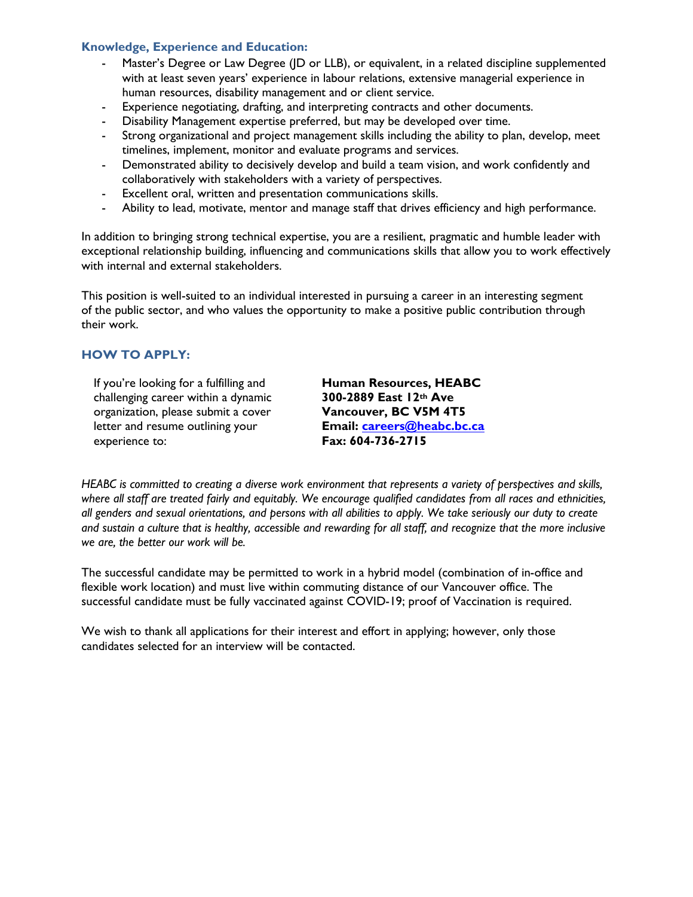### Knowledge, Experience and Education:

- Master's Degree or Law Degree (JD or LLB), or equivalent, in a related discipline supplemented with at least seven years' experience in labour relations, extensive managerial experience in human resources, disability management and or client service.
- Experience negotiating, drafting, and interpreting contracts and other documents.
- Disability Management expertise preferred, but may be developed over time.
- Strong organizational and project management skills including the ability to plan, develop, meet timelines, implement, monitor and evaluate programs and services.
- Demonstrated ability to decisively develop and build a team vision, and work confidently and collaboratively with stakeholders with a variety of perspectives.
- Excellent oral, written and presentation communications skills.
- Ability to lead, motivate, mentor and manage staff that drives efficiency and high performance.

In addition to bringing strong technical expertise, you are a resilient, pragmatic and humble leader with exceptional relationship building, influencing and communications skills that allow you to work effectively with internal and external stakeholders.

This position is well-suited to an individual interested in pursuing a career in an interesting segment of the public sector, and who values the opportunity to make a positive public contribution through their work.

### HOW TO APPLY:

If you're looking for a fulfilling and challenging career within a dynamic organization, please submit a cover letter and resume outlining your experience to:

**Human Resources, HEABC**
**300-2889 East 12th Ave**
**Vancouver, BC V5M 4T5**
**Email: careers@heabc.bc.ca**
**Fax: 604-736-2715**

*HEABC is committed to creating a diverse work environment that represents a variety of perspectives and skills, where all staff are treated fairly and equitably. We encourage qualified candidates from all races and ethnicities, all genders and sexual orientations, and persons with all abilities to apply. We take seriously our duty to create and sustain a culture that is healthy, accessible and rewarding for all staff, and recognize that the more inclusive we are, the better our work will be.*

The successful candidate may be permitted to work in a hybrid model (combination of in-office and flexible work location) and must live within commuting distance of our Vancouver office. The successful candidate must be fully vaccinated against COVID-19; proof of Vaccination is required.

We wish to thank all applications for their interest and effort in applying; however, only those candidates selected for an interview will be contacted.